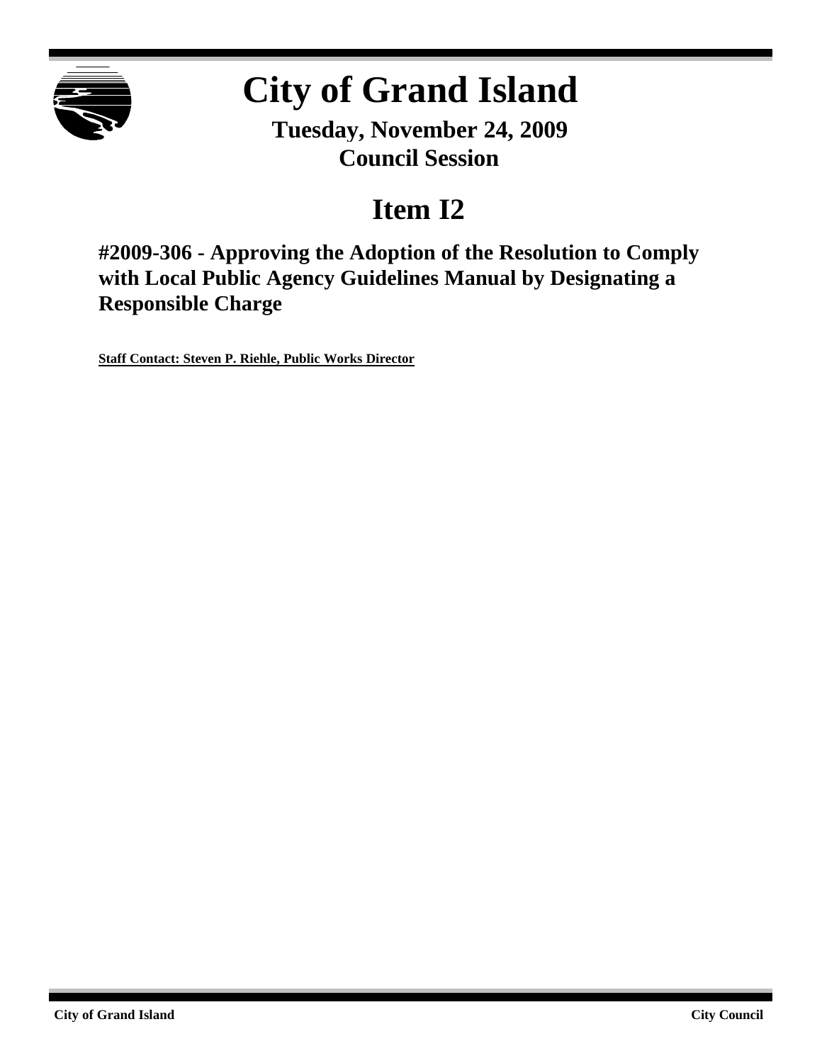# City of Grand Island

**Tuesday, November 24, 2009**
**Council Session**

## Item I2

### #2009-306 - Approving the Adoption of the Resolution to Comply with Local Public Agency Guidelines Manual by Designating a Responsible Charge

**Staff Contact: Steven P. Riehle, Public Works Director**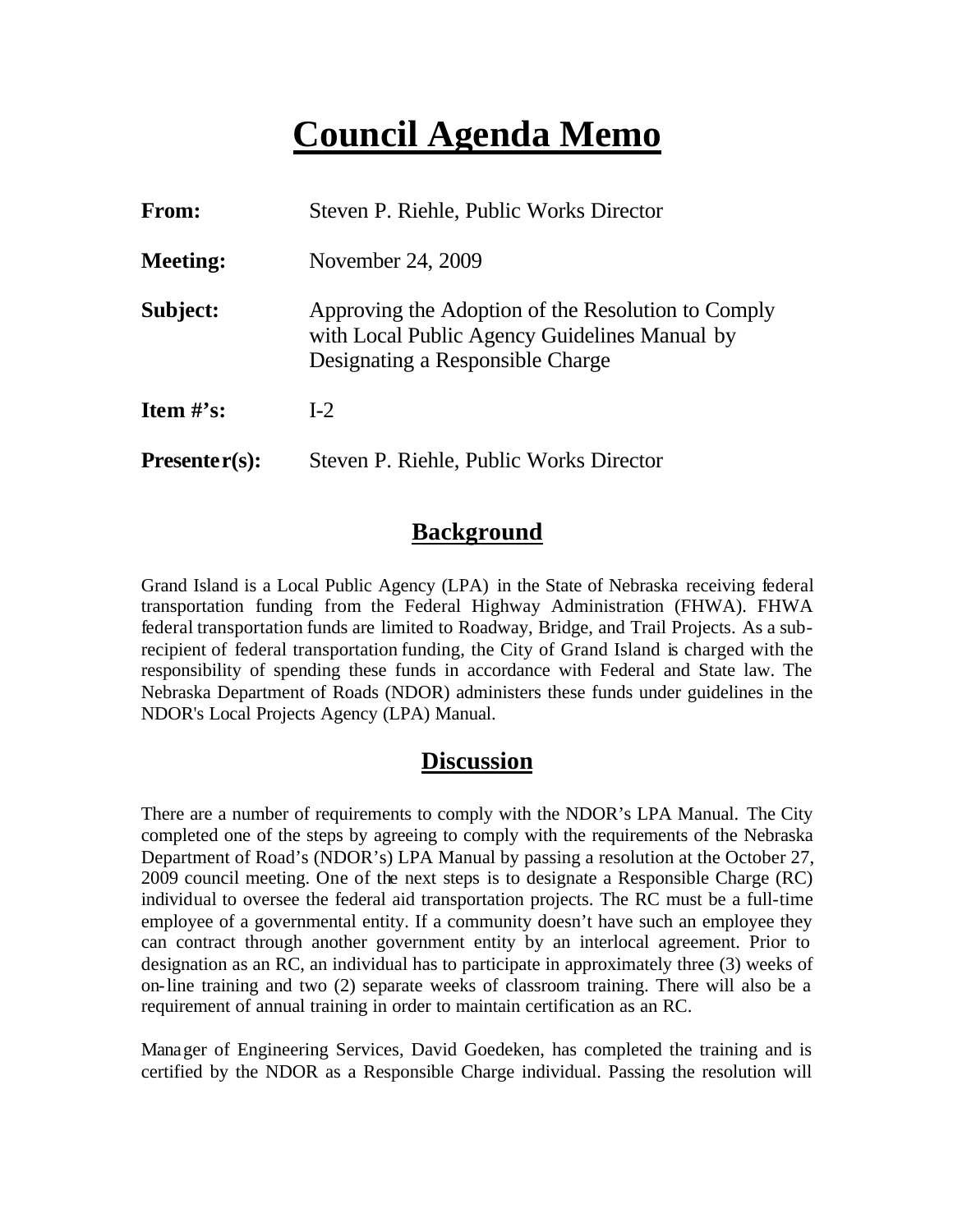# Council Agenda Memo

| | |
|---|---|
| **From:** | Steven P. Riehle, Public Works Director |
| **Meeting:** | November 24, 2009 |
| **Subject:** | Approving the Adoption of the Resolution to Comply with Local Public Agency Guidelines Manual by Designating a Responsible Charge |
| **Item #'s:** | I-2 |
| **Presenter(s):** | Steven P. Riehle, Public Works Director |

## Background

Grand Island is a Local Public Agency (LPA) in the State of Nebraska receiving federal transportation funding from the Federal Highway Administration (FHWA). FHWA federal transportation funds are limited to Roadway, Bridge, and Trail Projects. As a sub-recipient of federal transportation funding, the City of Grand Island is charged with the responsibility of spending these funds in accordance with Federal and State law. The Nebraska Department of Roads (NDOR) administers these funds under guidelines in the NDOR's Local Projects Agency (LPA) Manual.

## Discussion

There are a number of requirements to comply with the NDOR's LPA Manual. The City completed one of the steps by agreeing to comply with the requirements of the Nebraska Department of Road's (NDOR's) LPA Manual by passing a resolution at the October 27, 2009 council meeting. One of the next steps is to designate a Responsible Charge (RC) individual to oversee the federal aid transportation projects. The RC must be a full-time employee of a governmental entity. If a community doesn't have such an employee they can contract through another government entity by an interlocal agreement. Prior to designation as an RC, an individual has to participate in approximately three (3) weeks of on-line training and two (2) separate weeks of classroom training. There will also be a requirement of annual training in order to maintain certification as an RC.

Manager of Engineering Services, David Goedeken, has completed the training and is certified by the NDOR as a Responsible Charge individual. Passing the resolution will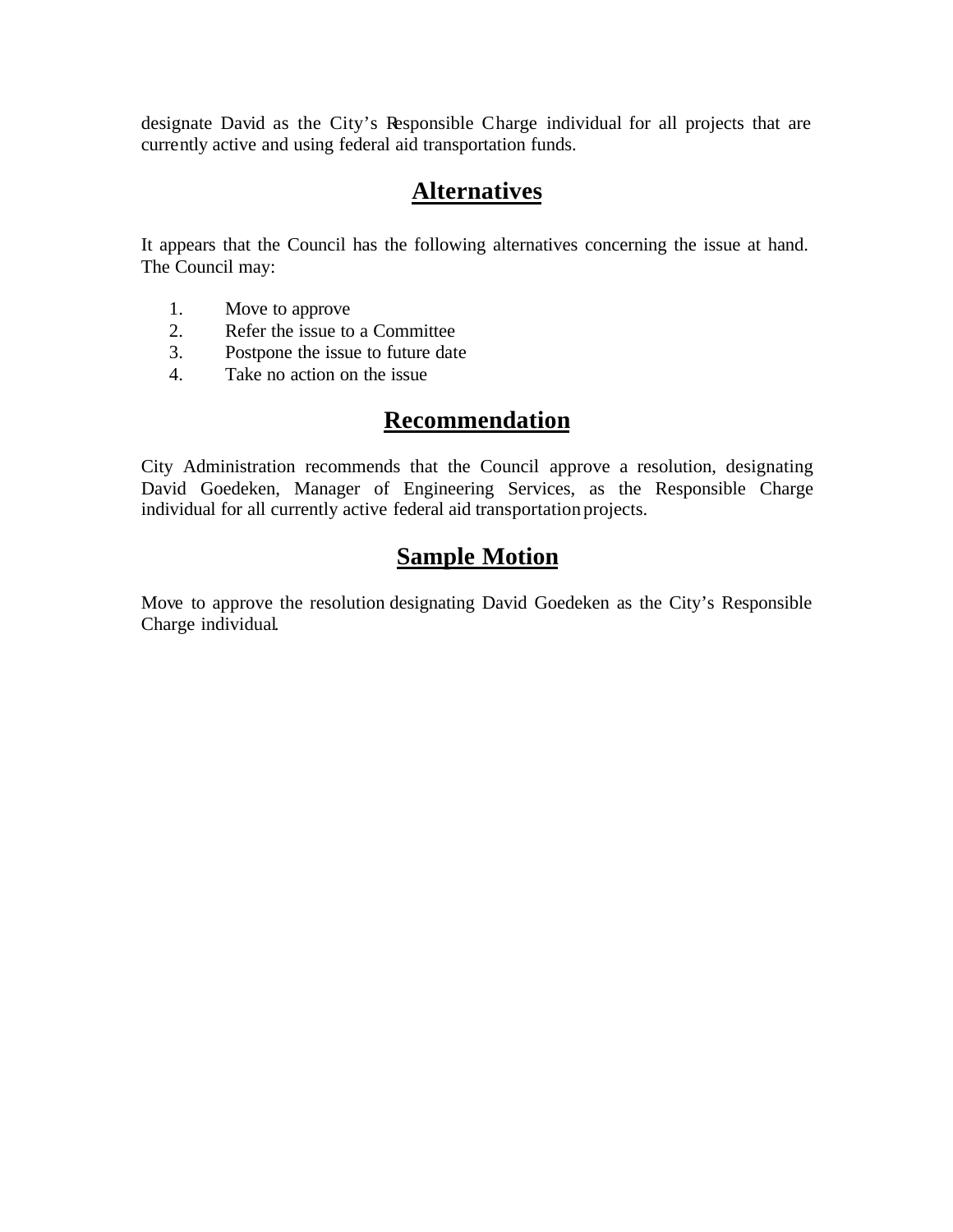designate David as the City's Responsible Charge individual for all projects that are currently active and using federal aid transportation funds.

## Alternatives

It appears that the Council has the following alternatives concerning the issue at hand. The Council may:

1. Move to approve
2. Refer the issue to a Committee
3. Postpone the issue to future date
4. Take no action on the issue

## Recommendation

City Administration recommends that the Council approve a resolution, designating David Goedeken, Manager of Engineering Services, as the Responsible Charge individual for all currently active federal aid transportation projects.

## Sample Motion

Move to approve the resolution designating David Goedeken as the City's Responsible Charge individual.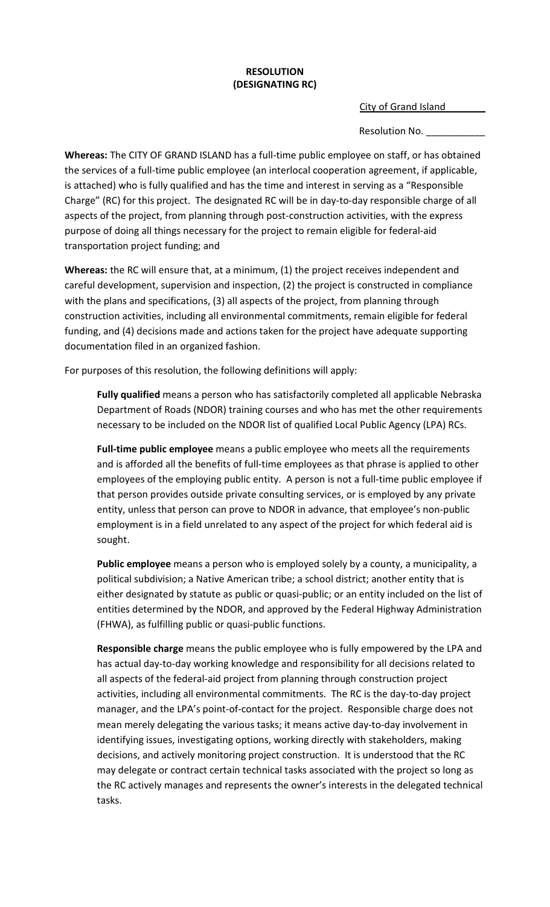**RESOLUTION**
**(DESIGNATING RC)**

City of Grand Island

Resolution No. ___________

**Whereas:** The CITY OF GRAND ISLAND has a full-time public employee on staff, or has obtained the services of a full-time public employee (an interlocal cooperation agreement, if applicable, is attached) who is fully qualified and has the time and interest in serving as a "Responsible Charge" (RC) for this project. The designated RC will be in day-to-day responsible charge of all aspects of the project, from planning through post-construction activities, with the express purpose of doing all things necessary for the project to remain eligible for federal-aid transportation project funding; and

**Whereas:** the RC will ensure that, at a minimum, (1) the project receives independent and careful development, supervision and inspection, (2) the project is constructed in compliance with the plans and specifications, (3) all aspects of the project, from planning through construction activities, including all environmental commitments, remain eligible for federal funding, and (4) decisions made and actions taken for the project have adequate supporting documentation filed in an organized fashion.

For purposes of this resolution, the following definitions will apply:

**Fully qualified** means a person who has satisfactorily completed all applicable Nebraska Department of Roads (NDOR) training courses and who has met the other requirements necessary to be included on the NDOR list of qualified Local Public Agency (LPA) RCs.

**Full-time public employee** means a public employee who meets all the requirements and is afforded all the benefits of full-time employees as that phrase is applied to other employees of the employing public entity. A person is not a full-time public employee if that person provides outside private consulting services, or is employed by any private entity, unless that person can prove to NDOR in advance, that employee's non-public employment is in a field unrelated to any aspect of the project for which federal aid is sought.

**Public employee** means a person who is employed solely by a county, a municipality, a political subdivision; a Native American tribe; a school district; another entity that is either designated by statute as public or quasi-public; or an entity included on the list of entities determined by the NDOR, and approved by the Federal Highway Administration (FHWA), as fulfilling public or quasi-public functions.

**Responsible charge** means the public employee who is fully empowered by the LPA and has actual day-to-day working knowledge and responsibility for all decisions related to all aspects of the federal-aid project from planning through construction project activities, including all environmental commitments. The RC is the day-to-day project manager, and the LPA's point-of-contact for the project. Responsible charge does not mean merely delegating the various tasks; it means active day-to-day involvement in identifying issues, investigating options, working directly with stakeholders, making decisions, and actively monitoring project construction. It is understood that the RC may delegate or contract certain technical tasks associated with the project so long as the RC actively manages and represents the owner's interests in the delegated technical tasks.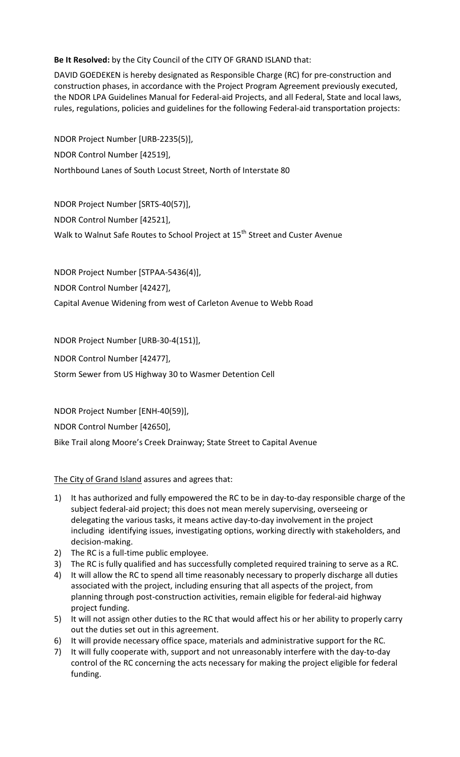**Be It Resolved:** by the City Council of the CITY OF GRAND ISLAND that:

DAVID GOEDEKEN is hereby designated as Responsible Charge (RC) for pre-construction and construction phases, in accordance with the Project Program Agreement previously executed, the NDOR LPA Guidelines Manual for Federal-aid Projects, and all Federal, State and local laws, rules, regulations, policies and guidelines for the following Federal-aid transportation projects:

NDOR Project Number [URB-2235(5)],

NDOR Control Number [42519],

Northbound Lanes of South Locust Street, North of Interstate 80

NDOR Project Number [SRTS-40(57)],

NDOR Control Number [42521],

Walk to Walnut Safe Routes to School Project at 15th Street and Custer Avenue

NDOR Project Number [STPAA-5436(4)],

NDOR Control Number [42427],

Capital Avenue Widening from west of Carleton Avenue to Webb Road

NDOR Project Number [URB-30-4(151)],

NDOR Control Number [42477],

Storm Sewer from US Highway 30 to Wasmer Detention Cell

NDOR Project Number [ENH-40(59)],

NDOR Control Number [42650],

Bike Trail along Moore's Creek Drainway; State Street to Capital Avenue

The City of Grand Island assures and agrees that:

1) It has authorized and fully empowered the RC to be in day-to-day responsible charge of the subject federal-aid project; this does not mean merely supervising, overseeing or delegating the various tasks, it means active day-to-day involvement in the project including identifying issues, investigating options, working directly with stakeholders, and decision-making.
2) The RC is a full-time public employee.
3) The RC is fully qualified and has successfully completed required training to serve as a RC.
4) It will allow the RC to spend all time reasonably necessary to properly discharge all duties associated with the project, including ensuring that all aspects of the project, from planning through post-construction activities, remain eligible for federal-aid highway project funding.
5) It will not assign other duties to the RC that would affect his or her ability to properly carry out the duties set out in this agreement.
6) It will provide necessary office space, materials and administrative support for the RC.
7) It will fully cooperate with, support and not unreasonably interfere with the day-to-day control of the RC concerning the acts necessary for making the project eligible for federal funding.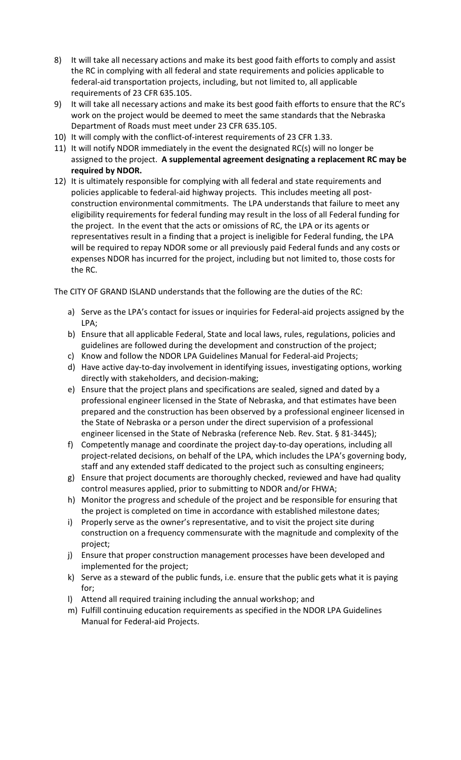8) It will take all necessary actions and make its best good faith efforts to comply and assist the RC in complying with all federal and state requirements and policies applicable to federal-aid transportation projects, including, but not limited to, all applicable requirements of 23 CFR 635.105.
9) It will take all necessary actions and make its best good faith efforts to ensure that the RC's work on the project would be deemed to meet the same standards that the Nebraska Department of Roads must meet under 23 CFR 635.105.
10) It will comply with the conflict-of-interest requirements of 23 CFR 1.33.
11) It will notify NDOR immediately in the event the designated RC(s) will no longer be assigned to the project. **A supplemental agreement designating a replacement RC may be required by NDOR.**
12) It is ultimately responsible for complying with all federal and state requirements and policies applicable to federal-aid highway projects. This includes meeting all post-construction environmental commitments. The LPA understands that failure to meet any eligibility requirements for federal funding may result in the loss of all Federal funding for the project. In the event that the acts or omissions of RC, the LPA or its agents or representatives result in a finding that a project is ineligible for Federal funding, the LPA will be required to repay NDOR some or all previously paid Federal funds and any costs or expenses NDOR has incurred for the project, including but not limited to, those costs for the RC.

The CITY OF GRAND ISLAND understands that the following are the duties of the RC:

a) Serve as the LPA's contact for issues or inquiries for Federal-aid projects assigned by the LPA;
b) Ensure that all applicable Federal, State and local laws, rules, regulations, policies and guidelines are followed during the development and construction of the project;
c) Know and follow the NDOR LPA Guidelines Manual for Federal-aid Projects;
d) Have active day-to-day involvement in identifying issues, investigating options, working directly with stakeholders, and decision-making;
e) Ensure that the project plans and specifications are sealed, signed and dated by a professional engineer licensed in the State of Nebraska, and that estimates have been prepared and the construction has been observed by a professional engineer licensed in the State of Nebraska or a person under the direct supervision of a professional engineer licensed in the State of Nebraska (reference Neb. Rev. Stat. § 81-3445);
f) Competently manage and coordinate the project day-to-day operations, including all project-related decisions, on behalf of the LPA, which includes the LPA's governing body, staff and any extended staff dedicated to the project such as consulting engineers;
g) Ensure that project documents are thoroughly checked, reviewed and have had quality control measures applied, prior to submitting to NDOR and/or FHWA;
h) Monitor the progress and schedule of the project and be responsible for ensuring that the project is completed on time in accordance with established milestone dates;
i) Properly serve as the owner's representative, and to visit the project site during construction on a frequency commensurate with the magnitude and complexity of the project;
j) Ensure that proper construction management processes have been developed and implemented for the project;
k) Serve as a steward of the public funds, i.e. ensure that the public gets what it is paying for;
l) Attend all required training including the annual workshop; and
m) Fulfill continuing education requirements as specified in the NDOR LPA Guidelines Manual for Federal-aid Projects.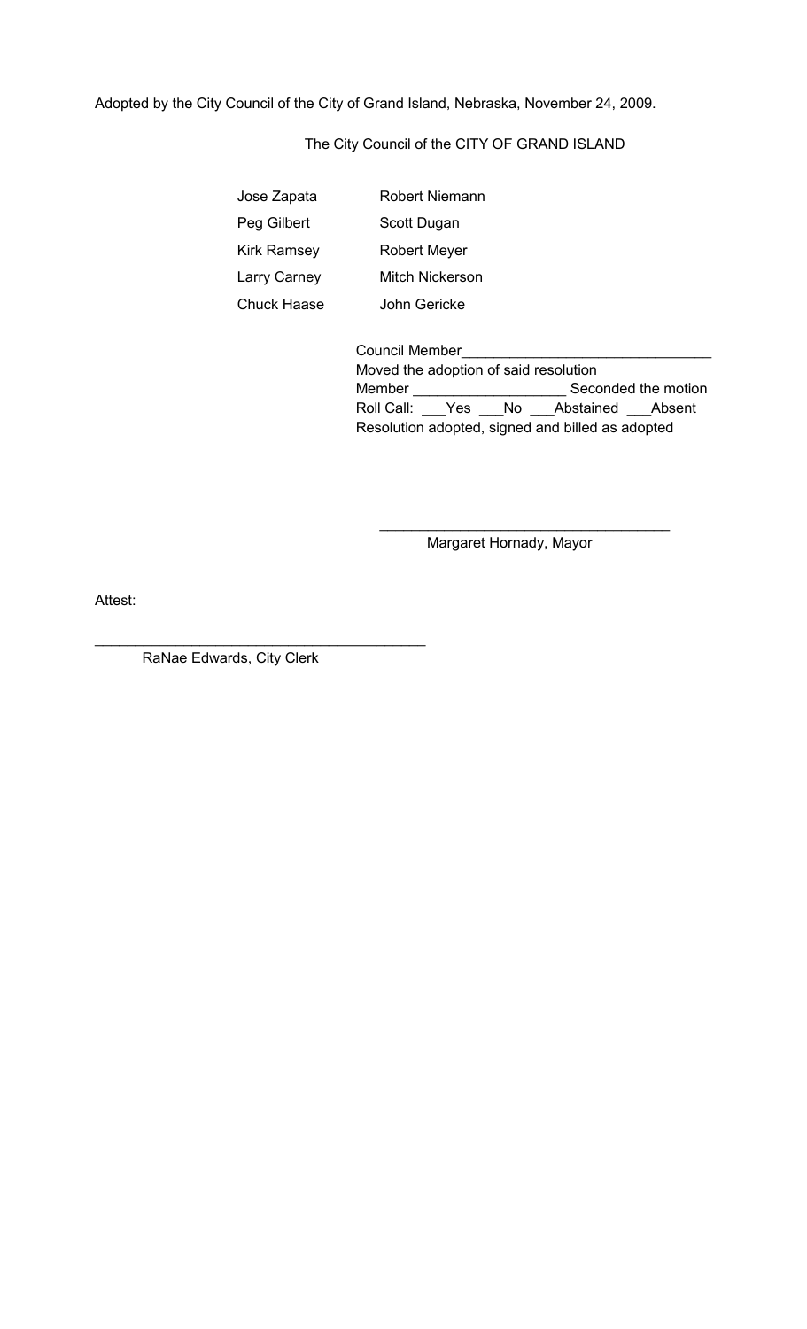Adopted by the City Council of the City of Grand Island, Nebraska, November 24, 2009.

The City Council of the CITY OF GRAND ISLAND

| | |
|---|---|
| Jose Zapata | Robert Niemann |
| Peg Gilbert | Scott Dugan |
| Kirk Ramsey | Robert Meyer |
| Larry Carney | Mitch Nickerson |
| Chuck Haase | John Gericke |

Council Member_______________________________
Moved the adoption of said resolution
Member ___________________ Seconded the motion
Roll Call: ___Yes ___No ___Abstained ___Absent
Resolution adopted, signed and billed as adopted

____________________________________
Margaret Hornady, Mayor

Attest:

__________________________________________
RaNae Edwards, City Clerk